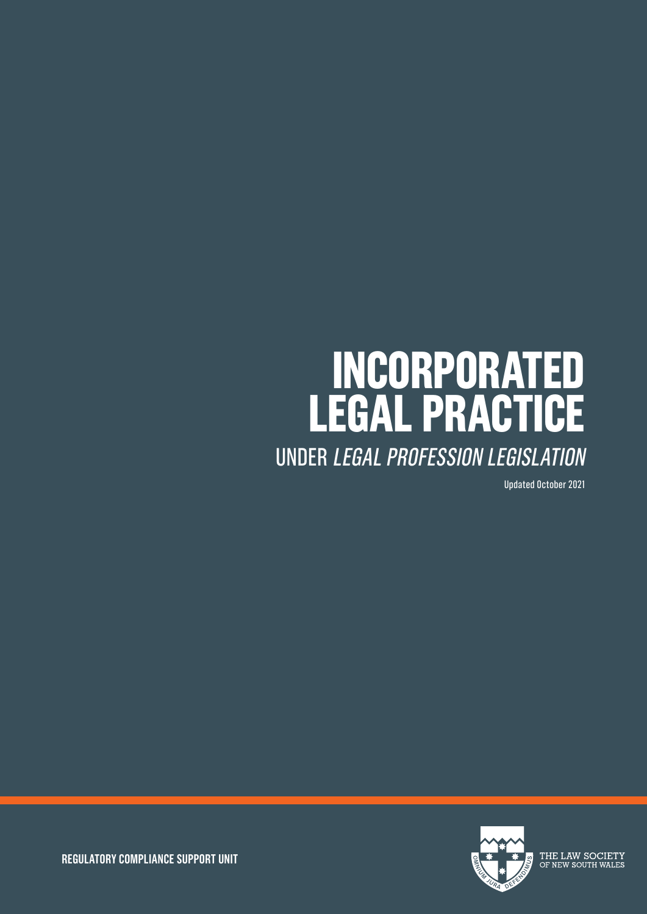# INCORPORATED LEGAL PRACTICE

## UNDER *LEGAL PROFESSION LEGISLATION*

Updated October 2021

**REGULATORY COMPLIANCE SUPPORT UNIT**

THE LAW SOCIETY OF NEW SOUTH WALES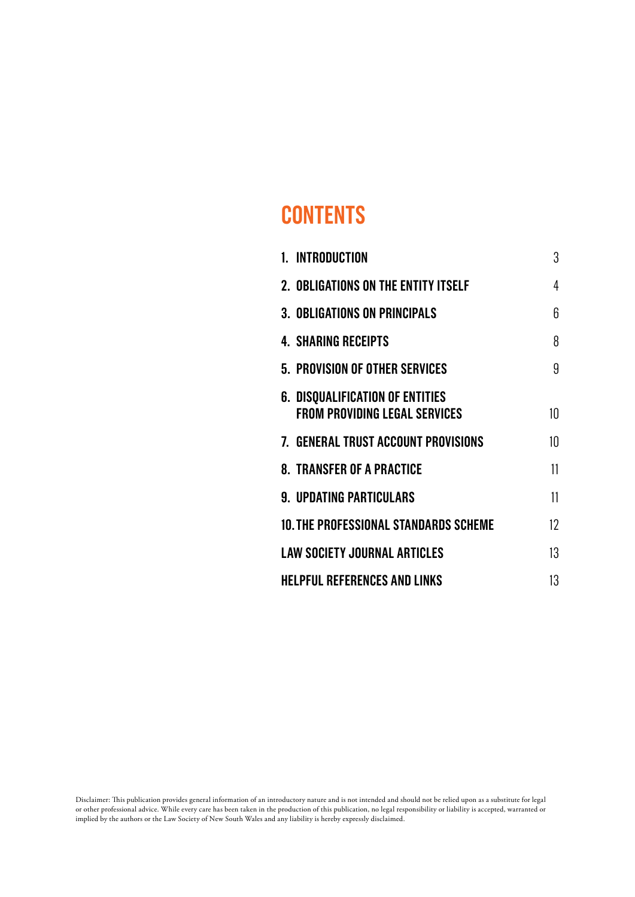# CONTENTS

| | |
|---|---|
| 1. INTRODUCTION | 3 |
| 2. OBLIGATIONS ON THE ENTITY ITSELF | 4 |
| 3. OBLIGATIONS ON PRINCIPALS | 6 |
| 4. SHARING RECEIPTS | 8 |
| 5. PROVISION OF OTHER SERVICES | 9 |
| 6. DISQUALIFICATION OF ENTITIES FROM PROVIDING LEGAL SERVICES | 10 |
| 7. GENERAL TRUST ACCOUNT PROVISIONS | 10 |
| 8. TRANSFER OF A PRACTICE | 11 |
| 9. UPDATING PARTICULARS | 11 |
| 10. THE PROFESSIONAL STANDARDS SCHEME | 12 |
| LAW SOCIETY JOURNAL ARTICLES | 13 |
| HELPFUL REFERENCES AND LINKS | 13 |

Disclaimer: This publication provides general information of an introductory nature and is not intended and should not be relied upon as a substitute for legal or other professional advice. While every care has been taken in the production of this publication, no legal responsibility or liability is accepted, warranted or implied by the authors or the Law Society of New South Wales and any liability is hereby expressly disclaimed.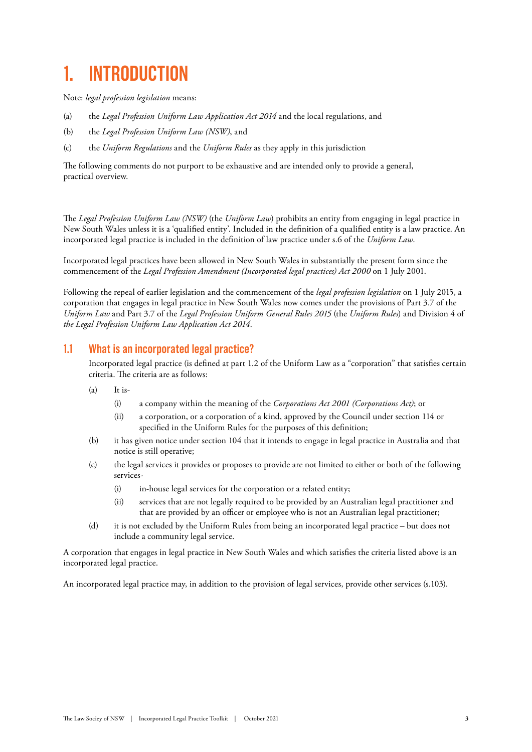# 1. INTRODUCTION

Note: *legal profession legislation* means:

(a) the *Legal Profession Uniform Law Application Act 2014* and the local regulations, and

(b) the *Legal Profession Uniform Law (NSW)*, and

(c) the *Uniform Regulations* and the *Uniform Rules* as they apply in this jurisdiction

The following comments do not purport to be exhaustive and are intended only to provide a general, practical overview.

The *Legal Profession Uniform Law (NSW)* (the *Uniform Law*) prohibits an entity from engaging in legal practice in New South Wales unless it is a 'qualified entity'. Included in the definition of a qualified entity is a law practice. An incorporated legal practice is included in the definition of law practice under s.6 of the *Uniform Law*.

Incorporated legal practices have been allowed in New South Wales in substantially the present form since the commencement of the *Legal Profession Amendment (Incorporated legal practices) Act 2000* on 1 July 2001.

Following the repeal of earlier legislation and the commencement of the *legal profession legislation* on 1 July 2015, a corporation that engages in legal practice in New South Wales now comes under the provisions of Part 3.7 of the *Uniform Law* and Part 3.7 of the *Legal Profession Uniform General Rules 2015* (the *Uniform Rules*) and Division 4 of *the Legal Profession Uniform Law Application Act 2014*.

## 1.1 What is an incorporated legal practice?

Incorporated legal practice (is defined at part 1.2 of the Uniform Law as a "corporation" that satisfies certain criteria. The criteria are as follows:

(a) It is-

   (i) a company within the meaning of the *Corporations Act 2001 (Corporations Act)*; or

   (ii) a corporation, or a corporation of a kind, approved by the Council under section 114 or specified in the Uniform Rules for the purposes of this definition;

(b) it has given notice under section 104 that it intends to engage in legal practice in Australia and that notice is still operative;

(c) the legal services it provides or proposes to provide are not limited to either or both of the following services-

   (i) in-house legal services for the corporation or a related entity;

   (ii) services that are not legally required to be provided by an Australian legal practitioner and that are provided by an officer or employee who is not an Australian legal practitioner;

(d) it is not excluded by the Uniform Rules from being an incorporated legal practice – but does not include a community legal service.

A corporation that engages in legal practice in New South Wales and which satisfies the criteria listed above is an incorporated legal practice.

An incorporated legal practice may, in addition to the provision of legal services, provide other services (s.103).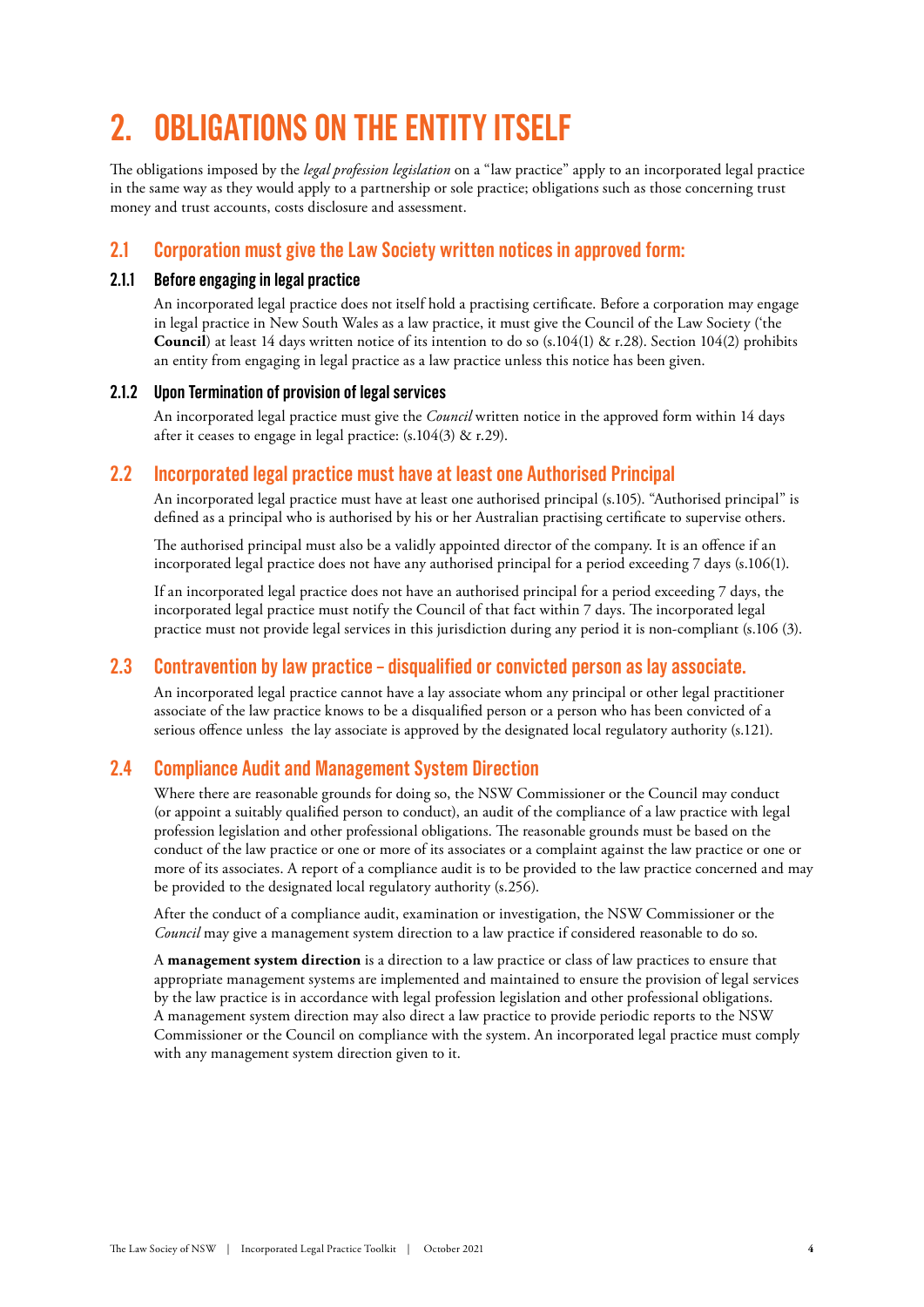# 2. OBLIGATIONS ON THE ENTITY ITSELF

The obligations imposed by the *legal profession legislation* on a "law practice" apply to an incorporated legal practice in the same way as they would apply to a partnership or sole practice; obligations such as those concerning trust money and trust accounts, costs disclosure and assessment.

## 2.1 Corporation must give the Law Society written notices in approved form:

### 2.1.1 Before engaging in legal practice

An incorporated legal practice does not itself hold a practising certificate. Before a corporation may engage in legal practice in New South Wales as a law practice, it must give the Council of the Law Society ('the **Council**) at least 14 days written notice of its intention to do so (s.104(1) & r.28). Section 104(2) prohibits an entity from engaging in legal practice as a law practice unless this notice has been given.

### 2.1.2 Upon Termination of provision of legal services

An incorporated legal practice must give the *Council* written notice in the approved form within 14 days after it ceases to engage in legal practice: (s.104(3) & r.29).

## 2.2 Incorporated legal practice must have at least one Authorised Principal

An incorporated legal practice must have at least one authorised principal (s.105). "Authorised principal" is defined as a principal who is authorised by his or her Australian practising certificate to supervise others.

The authorised principal must also be a validly appointed director of the company. It is an offence if an incorporated legal practice does not have any authorised principal for a period exceeding 7 days (s.106(1).

If an incorporated legal practice does not have an authorised principal for a period exceeding 7 days, the incorporated legal practice must notify the Council of that fact within 7 days. The incorporated legal practice must not provide legal services in this jurisdiction during any period it is non-compliant (s.106 (3).

## 2.3 Contravention by law practice – disqualified or convicted person as lay associate.

An incorporated legal practice cannot have a lay associate whom any principal or other legal practitioner associate of the law practice knows to be a disqualified person or a person who has been convicted of a serious offence unless the lay associate is approved by the designated local regulatory authority (s.121).

## 2.4 Compliance Audit and Management System Direction

Where there are reasonable grounds for doing so, the NSW Commissioner or the Council may conduct (or appoint a suitably qualified person to conduct), an audit of the compliance of a law practice with legal profession legislation and other professional obligations. The reasonable grounds must be based on the conduct of the law practice or one or more of its associates or a complaint against the law practice or one or more of its associates. A report of a compliance audit is to be provided to the law practice concerned and may be provided to the designated local regulatory authority (s.256).

After the conduct of a compliance audit, examination or investigation, the NSW Commissioner or the *Council* may give a management system direction to a law practice if considered reasonable to do so.

A **management system direction** is a direction to a law practice or class of law practices to ensure that appropriate management systems are implemented and maintained to ensure the provision of legal services by the law practice is in accordance with legal profession legislation and other professional obligations. A management system direction may also direct a law practice to provide periodic reports to the NSW Commissioner or the Council on compliance with the system. An incorporated legal practice must comply with any management system direction given to it.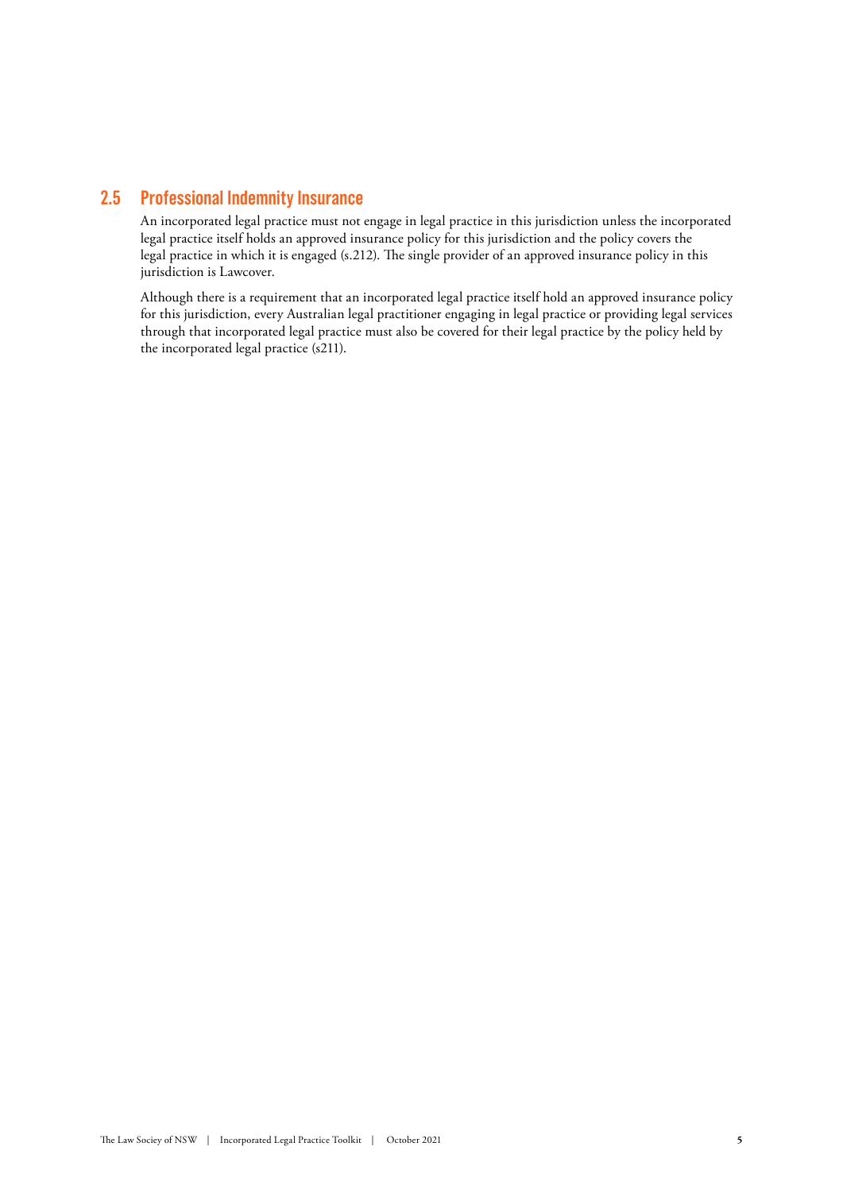## 2.5 Professional Indemnity Insurance

An incorporated legal practice must not engage in legal practice in this jurisdiction unless the incorporated legal practice itself holds an approved insurance policy for this jurisdiction and the policy covers the legal practice in which it is engaged (s.212). The single provider of an approved insurance policy in this jurisdiction is Lawcover.

Although there is a requirement that an incorporated legal practice itself hold an approved insurance policy for this jurisdiction, every Australian legal practitioner engaging in legal practice or providing legal services through that incorporated legal practice must also be covered for their legal practice by the policy held by the incorporated legal practice (s211).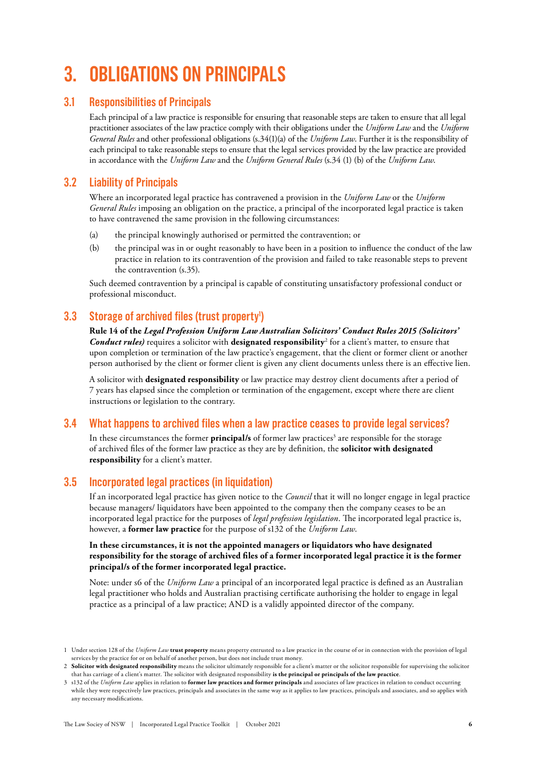# 3. OBLIGATIONS ON PRINCIPALS

## 3.1 Responsibilities of Principals

Each principal of a law practice is responsible for ensuring that reasonable steps are taken to ensure that all legal practitioner associates of the law practice comply with their obligations under the *Uniform Law* and the *Uniform General Rules* and other professional obligations (s.34(1)(a) of the *Uniform Law*. Further it is the responsibility of each principal to take reasonable steps to ensure that the legal services provided by the law practice are provided in accordance with the *Uniform Law* and the *Uniform General Rules* (s.34 (1) (b) of the *Uniform Law*.

## 3.2 Liability of Principals

Where an incorporated legal practice has contravened a provision in the *Uniform Law* or the *Uniform General Rules* imposing an obligation on the practice, a principal of the incorporated legal practice is taken to have contravened the same provision in the following circumstances:

(a) the principal knowingly authorised or permitted the contravention; or

(b) the principal was in or ought reasonably to have been in a position to influence the conduct of the law practice in relation to its contravention of the provision and failed to take reasonable steps to prevent the contravention (s.35).

Such deemed contravention by a principal is capable of constituting unsatisfactory professional conduct or professional misconduct.

## 3.3 Storage of archived files (trust property[1])

**Rule 14 of the *Legal Profession Uniform Law Australian Solicitors' Conduct Rules 2015 (Solicitors' Conduct rules)*** requires a solicitor with **designated responsibility**[2] for a client's matter, to ensure that upon completion or termination of the law practice's engagement, that the client or former client or another person authorised by the client or former client is given any client documents unless there is an effective lien.

A solicitor with **designated responsibility** or law practice may destroy client documents after a period of 7 years has elapsed since the completion or termination of the engagement, except where there are client instructions or legislation to the contrary.

## 3.4 What happens to archived files when a law practice ceases to provide legal services?

In these circumstances the former **principal/s** of former law practices[3] are responsible for the storage of archived files of the former law practice as they are by definition, the **solicitor with designated responsibility** for a client's matter.

## 3.5 Incorporated legal practices (in liquidation)

If an incorporated legal practice has given notice to the *Council* that it will no longer engage in legal practice because managers/ liquidators have been appointed to the company then the company ceases to be an incorporated legal practice for the purposes of *legal profession legislation*. The incorporated legal practice is, however, a **former law practice** for the purpose of s132 of the *Uniform Law*.

**In these circumstances, it is not the appointed managers or liquidators who have designated responsibility for the storage of archived files of a former incorporated legal practice it is the former principal/s of the former incorporated legal practice.**

Note: under s6 of the *Uniform Law* a principal of an incorporated legal practice is defined as an Australian legal practitioner who holds and Australian practising certificate authorising the holder to engage in legal practice as a principal of a law practice; AND is a validly appointed director of the company.

---

1 Under section 128 of the *Uniform Law* **trust property** means property entrusted to a law practice in the course of or in connection with the provision of legal services by the practice for or on behalf of another person, but does not include trust money.

2 **Solicitor with designated responsibility** means the solicitor ultimately responsible for a client's matter or the solicitor responsible for supervising the solicitor that has carriage of a client's matter. The solicitor with designated responsibility **is the principal or principals of the law practice**.

3 s132 of the *Uniform Law* applies in relation to **former law practices and former principals** and associates of law practices in relation to conduct occurring while they were respectively law practices, principals and associates in the same way as it applies to law practices, principals and associates, and so applies with any necessary modifications.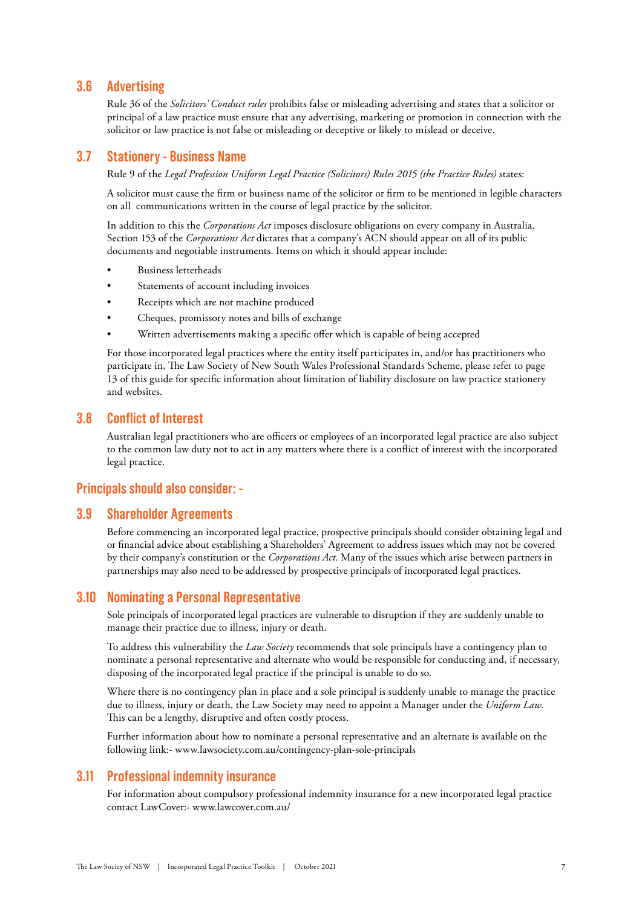## 3.6 Advertising

Rule 36 of the *Solicitors' Conduct rules* prohibits false or misleading advertising and states that a solicitor or principal of a law practice must ensure that any advertising, marketing or promotion in connection with the solicitor or law practice is not false or misleading or deceptive or likely to mislead or deceive.

## 3.7 Stationery - Business Name

Rule 9 of the *Legal Profession Uniform Legal Practice (Solicitors) Rules 2015 (the Practice Rules)* states:

A solicitor must cause the firm or business name of the solicitor or firm to be mentioned in legible characters on all communications written in the course of legal practice by the solicitor.

In addition to this the *Corporations Act* imposes disclosure obligations on every company in Australia. Section 153 of the *Corporations Act* dictates that a company's ACN should appear on all of its public documents and negotiable instruments. Items on which it should appear include:

- Business letterheads
- Statements of account including invoices
- Receipts which are not machine produced
- Cheques, promissory notes and bills of exchange
- Written advertisements making a specific offer which is capable of being accepted

For those incorporated legal practices where the entity itself participates in, and/or has practitioners who participate in, The Law Society of New South Wales Professional Standards Scheme, please refer to page 13 of this guide for specific information about limitation of liability disclosure on law practice stationery and websites.

## 3.8 Conflict of Interest

Australian legal practitioners who are officers or employees of an incorporated legal practice are also subject to the common law duty not to act in any matters where there is a conflict of interest with the incorporated legal practice.

## Principals should also consider: -

## 3.9 Shareholder Agreements

Before commencing an incorporated legal practice, prospective principals should consider obtaining legal and or financial advice about establishing a Shareholders' Agreement to address issues which may not be covered by their company's constitution or the *Corporations Act*. Many of the issues which arise between partners in partnerships may also need to be addressed by prospective principals of incorporated legal practices.

## 3.10 Nominating a Personal Representative

Sole principals of incorporated legal practices are vulnerable to disruption if they are suddenly unable to manage their practice due to illness, injury or death.

To address this vulnerability the *Law Society* recommends that sole principals have a contingency plan to nominate a personal representative and alternate who would be responsible for conducting and, if necessary, disposing of the incorporated legal practice if the principal is unable to do so.

Where there is no contingency plan in place and a sole principal is suddenly unable to manage the practice due to illness, injury or death, the Law Society may need to appoint a Manager under the *Uniform Law*. This can be a lengthy, disruptive and often costly process.

Further information about how to nominate a personal representative and an alternate is available on the following link:- www.lawsociety.com.au/contingency-plan-sole-principals

## 3.11 Professional indemnity insurance

For information about compulsory professional indemnity insurance for a new incorporated legal practice contact LawCover:- www.lawcover.com.au/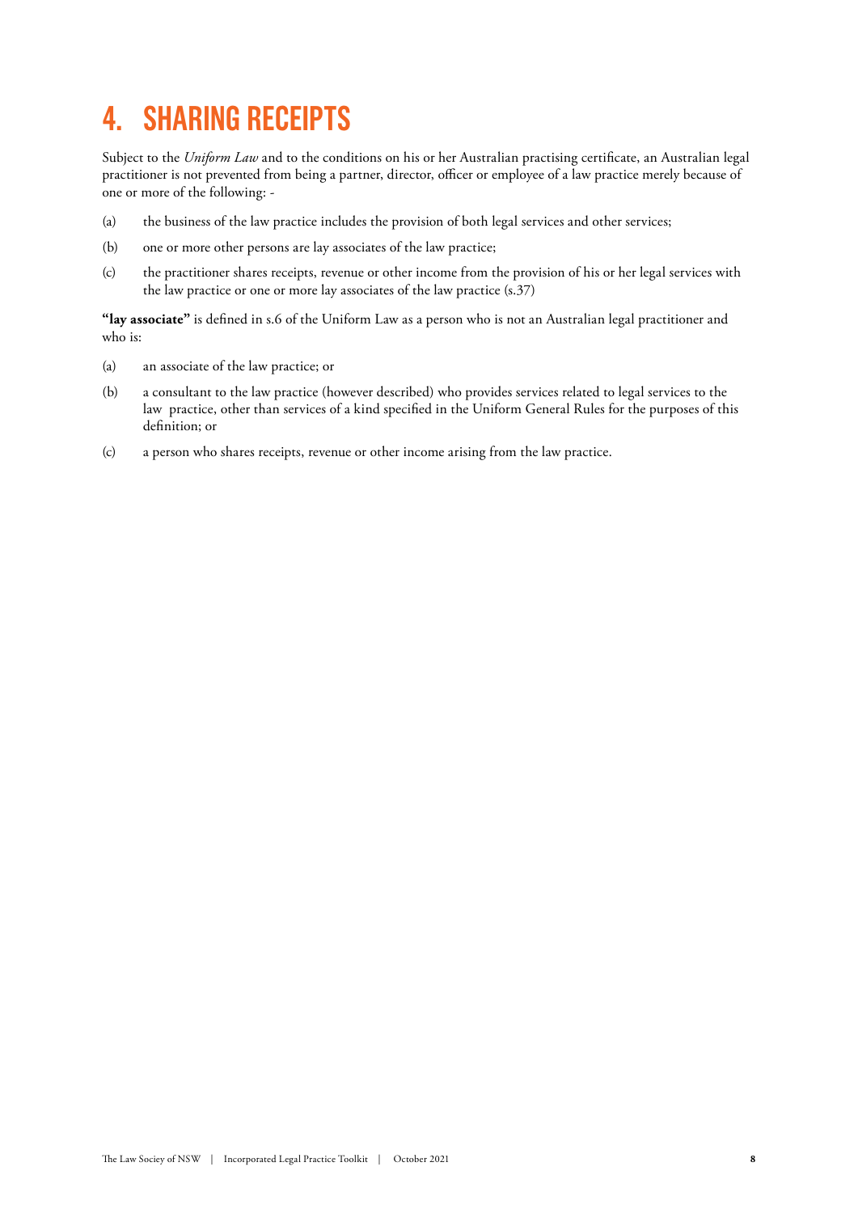# 4. SHARING RECEIPTS

Subject to the *Uniform Law* and to the conditions on his or her Australian practising certificate, an Australian legal practitioner is not prevented from being a partner, director, officer or employee of a law practice merely because of one or more of the following: -

(a) the business of the law practice includes the provision of both legal services and other services;

(b) one or more other persons are lay associates of the law practice;

(c) the practitioner shares receipts, revenue or other income from the provision of his or her legal services with the law practice or one or more lay associates of the law practice (s.37)

**"lay associate"** is defined in s.6 of the Uniform Law as a person who is not an Australian legal practitioner and who is:

(a) an associate of the law practice; or

(b) a consultant to the law practice (however described) who provides services related to legal services to the law practice, other than services of a kind specified in the Uniform General Rules for the purposes of this definition; or

(c) a person who shares receipts, revenue or other income arising from the law practice.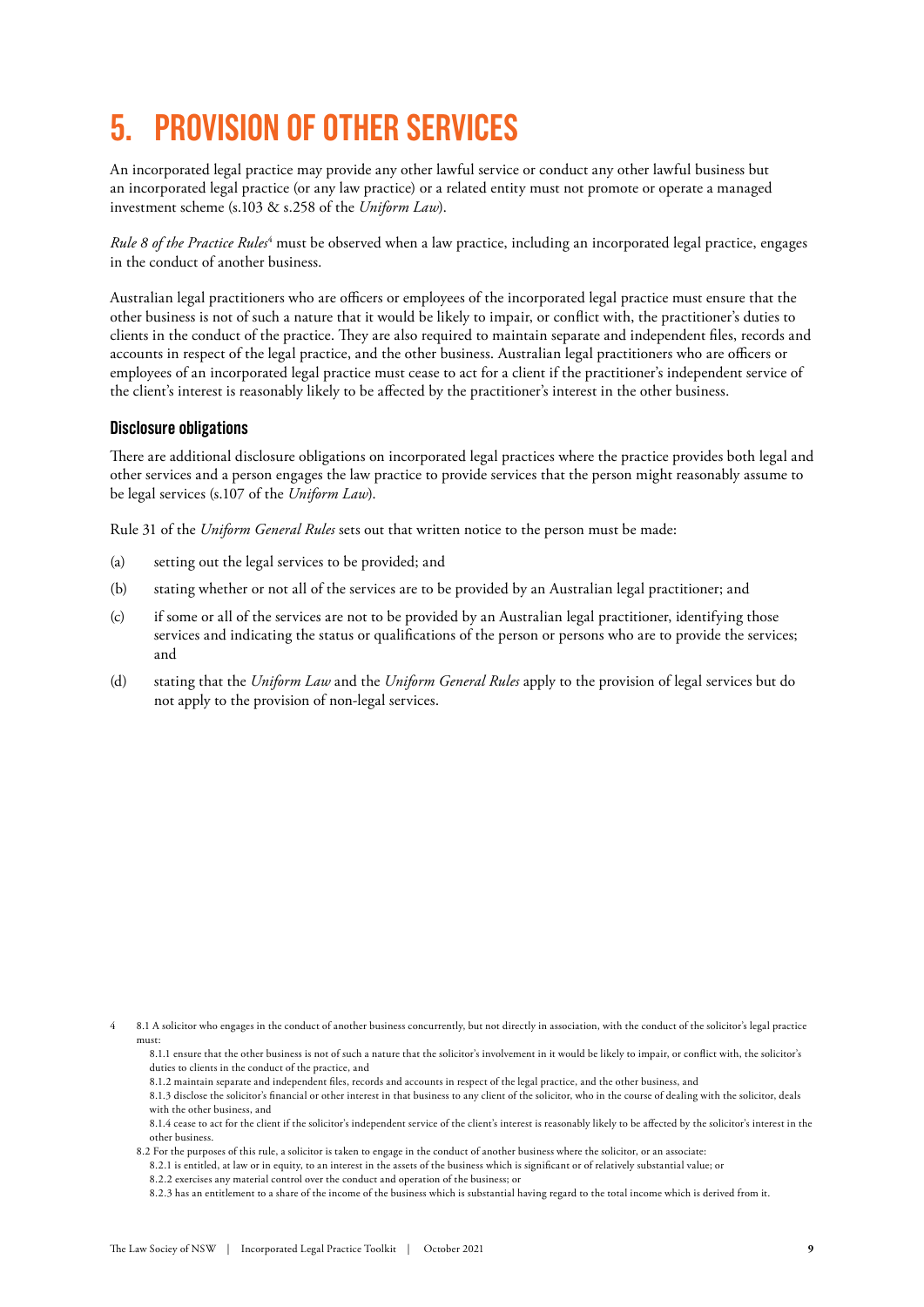# 5. PROVISION OF OTHER SERVICES

An incorporated legal practice may provide any other lawful service or conduct any other lawful business but an incorporated legal practice (or any law practice) or a related entity must not promote or operate a managed investment scheme (s.103 & s.258 of the *Uniform Law*).

*Rule 8 of the Practice Rules*[4] must be observed when a law practice, including an incorporated legal practice, engages in the conduct of another business.

Australian legal practitioners who are officers or employees of the incorporated legal practice must ensure that the other business is not of such a nature that it would be likely to impair, or conflict with, the practitioner's duties to clients in the conduct of the practice. They are also required to maintain separate and independent files, records and accounts in respect of the legal practice, and the other business. Australian legal practitioners who are officers or employees of an incorporated legal practice must cease to act for a client if the practitioner's independent service of the client's interest is reasonably likely to be affected by the practitioner's interest in the other business.

## Disclosure obligations

There are additional disclosure obligations on incorporated legal practices where the practice provides both legal and other services and a person engages the law practice to provide services that the person might reasonably assume to be legal services (s.107 of the *Uniform Law*).

Rule 31 of the *Uniform General Rules* sets out that written notice to the person must be made:

(a) setting out the legal services to be provided; and

(b) stating whether or not all of the services are to be provided by an Australian legal practitioner; and

(c) if some or all of the services are not to be provided by an Australian legal practitioner, identifying those services and indicating the status or qualifications of the person or persons who are to provide the services; and

(d) stating that the *Uniform Law* and the *Uniform General Rules* apply to the provision of legal services but do not apply to the provision of non-legal services.

---

4 8.1 A solicitor who engages in the conduct of another business concurrently, but not directly in association, with the conduct of the solicitor's legal practice must:

8.1.1 ensure that the other business is not of such a nature that the solicitor's involvement in it would be likely to impair, or conflict with, the solicitor's duties to clients in the conduct of the practice, and

8.1.2 maintain separate and independent files, records and accounts in respect of the legal practice, and the other business, and

8.1.3 disclose the solicitor's financial or other interest in that business to any client of the solicitor, who in the course of dealing with the solicitor, deals with the other business, and

8.1.4 cease to act for the client if the solicitor's independent service of the client's interest is reasonably likely to be affected by the solicitor's interest in the other business.

8.2 For the purposes of this rule, a solicitor is taken to engage in the conduct of another business where the solicitor, or an associate:

8.2.1 is entitled, at law or in equity, to an interest in the assets of the business which is significant or of relatively substantial value; or

8.2.2 exercises any material control over the conduct and operation of the business; or

8.2.3 has an entitlement to a share of the income of the business which is substantial having regard to the total income which is derived from it.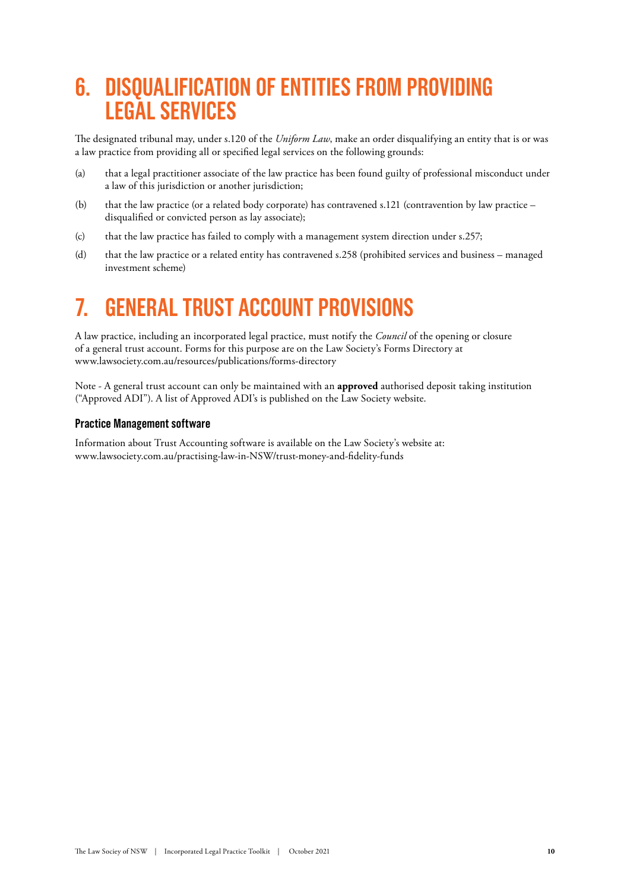# 6. DISQUALIFICATION OF ENTITIES FROM PROVIDING LEGAL SERVICES

The designated tribunal may, under s.120 of the *Uniform Law*, make an order disqualifying an entity that is or was a law practice from providing all or specified legal services on the following grounds:

(a) that a legal practitioner associate of the law practice has been found guilty of professional misconduct under a law of this jurisdiction or another jurisdiction;

(b) that the law practice (or a related body corporate) has contravened s.121 (contravention by law practice – disqualified or convicted person as lay associate);

(c) that the law practice has failed to comply with a management system direction under s.257;

(d) that the law practice or a related entity has contravened s.258 (prohibited services and business – managed investment scheme)

# 7. GENERAL TRUST ACCOUNT PROVISIONS

A law practice, including an incorporated legal practice, must notify the *Council* of the opening or closure of a general trust account. Forms for this purpose are on the Law Society's Forms Directory at www.lawsociety.com.au/resources/publications/forms-directory

Note - A general trust account can only be maintained with an **approved** authorised deposit taking institution ("Approved ADI"). A list of Approved ADI's is published on the Law Society website.

### Practice Management software

Information about Trust Accounting software is available on the Law Society's website at: www.lawsociety.com.au/practising-law-in-NSW/trust-money-and-fidelity-funds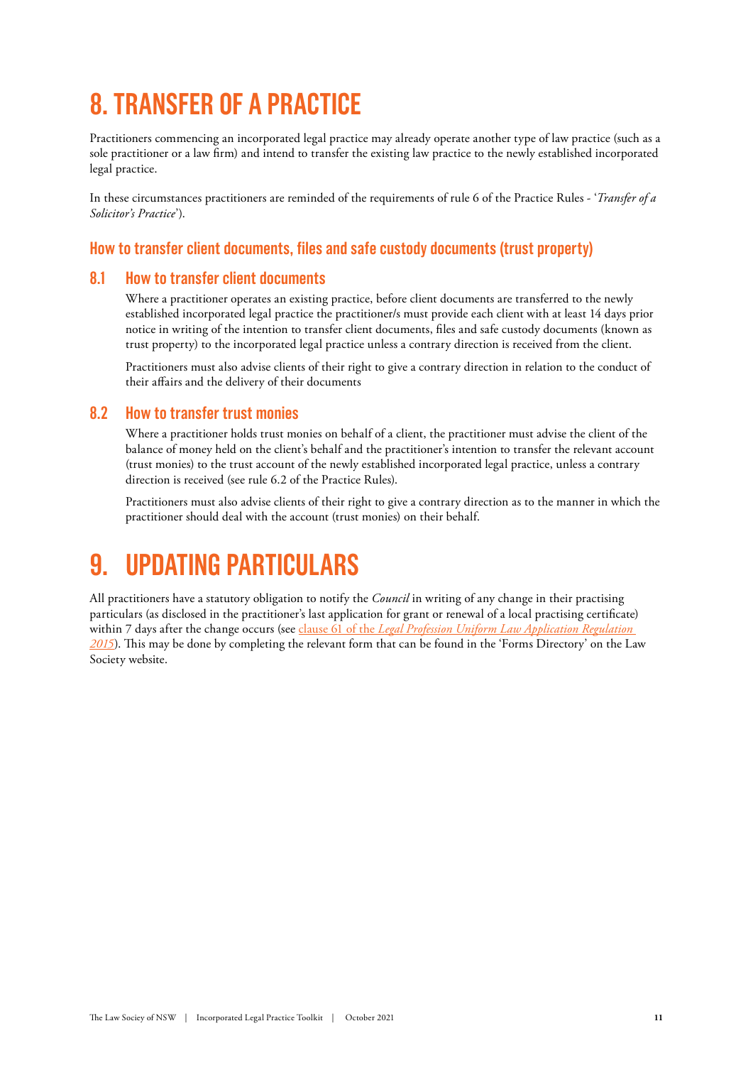# 8. TRANSFER OF A PRACTICE

Practitioners commencing an incorporated legal practice may already operate another type of law practice (such as a sole practitioner or a law firm) and intend to transfer the existing law practice to the newly established incorporated legal practice.

In these circumstances practitioners are reminded of the requirements of rule 6 of the Practice Rules - '*Transfer of a Solicitor's Practice*').

## How to transfer client documents, files and safe custody documents (trust property)

### 8.1 How to transfer client documents

Where a practitioner operates an existing practice, before client documents are transferred to the newly established incorporated legal practice the practitioner/s must provide each client with at least 14 days prior notice in writing of the intention to transfer client documents, files and safe custody documents (known as trust property) to the incorporated legal practice unless a contrary direction is received from the client.

Practitioners must also advise clients of their right to give a contrary direction in relation to the conduct of their affairs and the delivery of their documents

### 8.2 How to transfer trust monies

Where a practitioner holds trust monies on behalf of a client, the practitioner must advise the client of the balance of money held on the client's behalf and the practitioner's intention to transfer the relevant account (trust monies) to the trust account of the newly established incorporated legal practice, unless a contrary direction is received (see rule 6.2 of the Practice Rules).

Practitioners must also advise clients of their right to give a contrary direction as to the manner in which the practitioner should deal with the account (trust monies) on their behalf.

# 9. UPDATING PARTICULARS

All practitioners have a statutory obligation to notify the *Council* in writing of any change in their practising particulars (as disclosed in the practitioner's last application for grant or renewal of a local practising certificate) within 7 days after the change occurs (see clause 61 of the *Legal Profession Uniform Law Application Regulation 2015*). This may be done by completing the relevant form that can be found in the 'Forms Directory' on the Law Society website.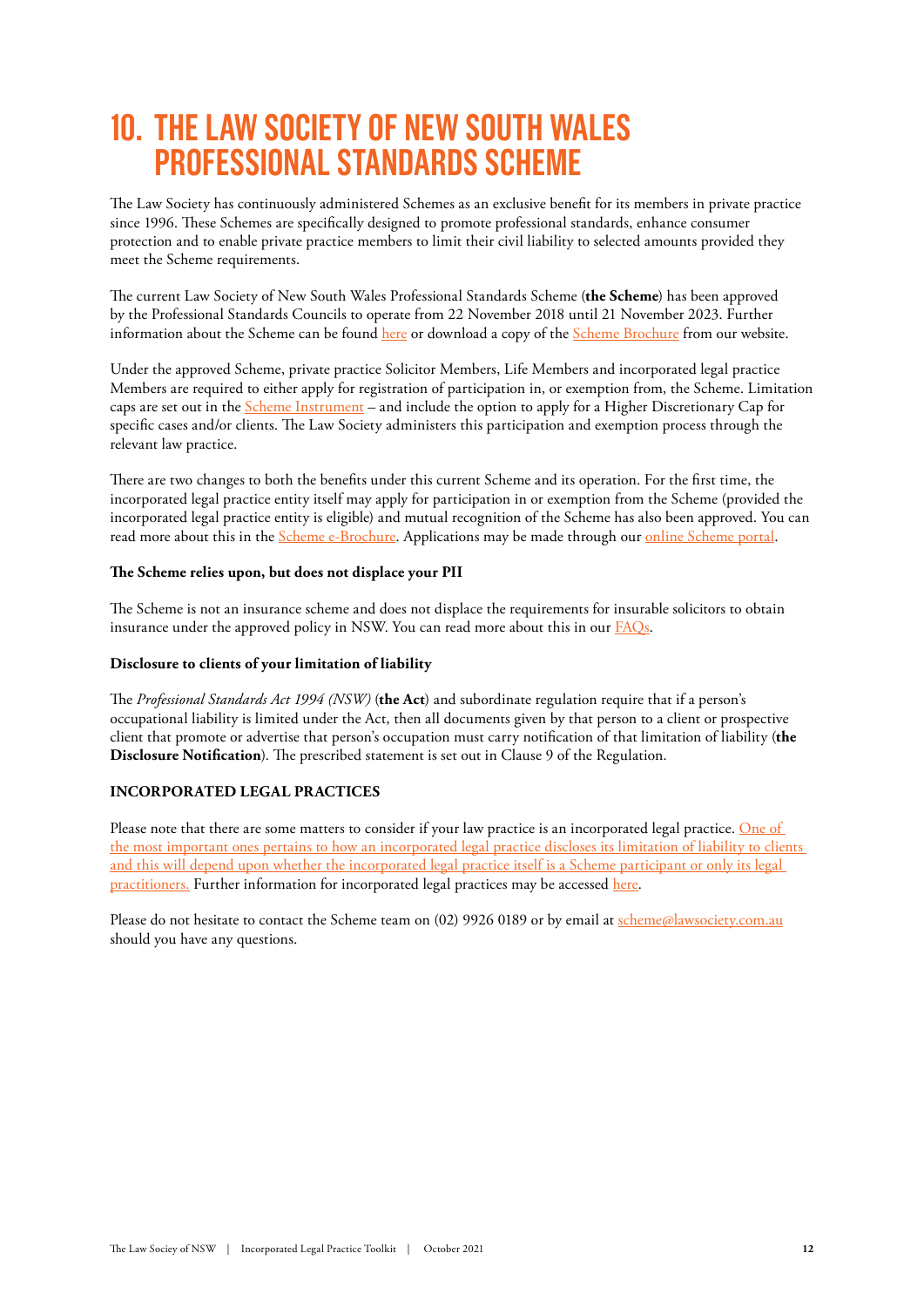# 10. THE LAW SOCIETY OF NEW SOUTH WALES PROFESSIONAL STANDARDS SCHEME

The Law Society has continuously administered Schemes as an exclusive benefit for its members in private practice since 1996. These Schemes are specifically designed to promote professional standards, enhance consumer protection and to enable private practice members to limit their civil liability to selected amounts provided they meet the Scheme requirements.

The current Law Society of New South Wales Professional Standards Scheme (**the Scheme**) has been approved by the Professional Standards Councils to operate from 22 November 2018 until 21 November 2023. Further information about the Scheme can be found here or download a copy of the Scheme Brochure from our website.

Under the approved Scheme, private practice Solicitor Members, Life Members and incorporated legal practice Members are required to either apply for registration of participation in, or exemption from, the Scheme. Limitation caps are set out in the Scheme Instrument – and include the option to apply for a Higher Discretionary Cap for specific cases and/or clients. The Law Society administers this participation and exemption process through the relevant law practice.

There are two changes to both the benefits under this current Scheme and its operation. For the first time, the incorporated legal practice entity itself may apply for participation in or exemption from the Scheme (provided the incorporated legal practice entity is eligible) and mutual recognition of the Scheme has also been approved. You can read more about this in the Scheme e-Brochure. Applications may be made through our online Scheme portal.

**The Scheme relies upon, but does not displace your PII**

The Scheme is not an insurance scheme and does not displace the requirements for insurable solicitors to obtain insurance under the approved policy in NSW. You can read more about this in our FAQs.

**Disclosure to clients of your limitation of liability**

The *Professional Standards Act 1994 (NSW)* (**the Act**) and subordinate regulation require that if a person's occupational liability is limited under the Act, then all documents given by that person to a client or prospective client that promote or advertise that person's occupation must carry notification of that limitation of liability (**the Disclosure Notification**). The prescribed statement is set out in Clause 9 of the Regulation.

**INCORPORATED LEGAL PRACTICES**

Please note that there are some matters to consider if your law practice is an incorporated legal practice. One of the most important ones pertains to how an incorporated legal practice discloses its limitation of liability to clients and this will depend upon whether the incorporated legal practice itself is a Scheme participant or only its legal practitioners. Further information for incorporated legal practices may be accessed here.

Please do not hesitate to contact the Scheme team on (02) 9926 0189 or by email at scheme@lawsociety.com.au should you have any questions.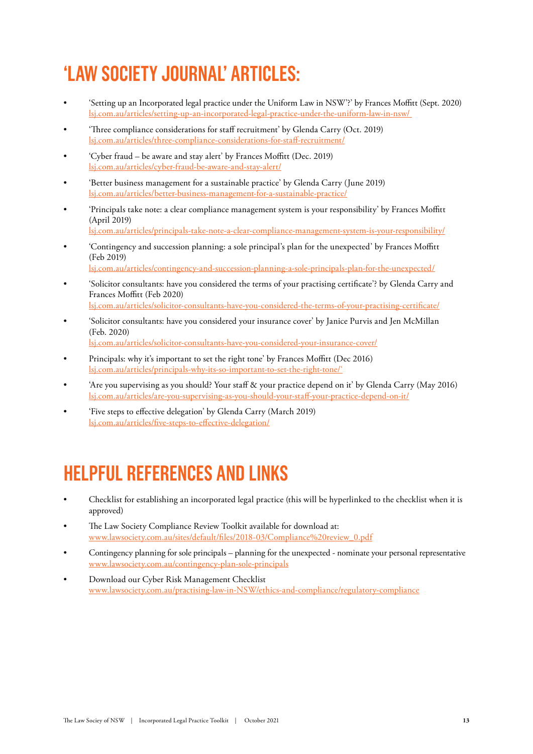# 'LAW SOCIETY JOURNAL' ARTICLES:

- 'Setting up an Incorporated legal practice under the Uniform Law in NSW'?' by Frances Moffitt (Sept. 2020) lsj.com.au/articles/setting-up-an-incorporated-legal-practice-under-the-uniform-law-in-nsw/
- 'Three compliance considerations for staff recruitment' by Glenda Carry (Oct. 2019) lsj.com.au/articles/three-compliance-considerations-for-staff-recruitment/
- 'Cyber fraud – be aware and stay alert' by Frances Moffitt (Dec. 2019) lsj.com.au/articles/cyber-fraud-be-aware-and-stay-alert/
- 'Better business management for a sustainable practice' by Glenda Carry (June 2019) lsj.com.au/articles/better-business-management-for-a-sustainable-practice/
- 'Principals take note: a clear compliance management system is your responsibility' by Frances Moffitt (April 2019) lsj.com.au/articles/principals-take-note-a-clear-compliance-management-system-is-your-responsibility/
- 'Contingency and succession planning: a sole principal's plan for the unexpected' by Frances Moffitt (Feb 2019) lsj.com.au/articles/contingency-and-succession-planning-a-sole-principals-plan-for-the-unexpected/
- 'Solicitor consultants: have you considered the terms of your practising certificate'? by Glenda Carry and Frances Moffitt (Feb 2020) lsj.com.au/articles/solicitor-consultants-have-you-considered-the-terms-of-your-practising-certificate/
- 'Solicitor consultants: have you considered your insurance cover' by Janice Purvis and Jen McMillan (Feb. 2020) lsj.com.au/articles/solicitor-consultants-have-you-considered-your-insurance-cover/
- Principals: why it's important to set the right tone' by Frances Moffitt (Dec 2016) lsj.com.au/articles/principals-why-its-so-important-to-set-the-right-tone/'
- 'Are you supervising as you should? Your staff & your practice depend on it' by Glenda Carry (May 2016) lsj.com.au/articles/are-you-supervising-as-you-should-your-staff-your-practice-depend-on-it/
- 'Five steps to effective delegation' by Glenda Carry (March 2019) lsj.com.au/articles/five-steps-to-effective-delegation/

# HELPFUL REFERENCES AND LINKS

- Checklist for establishing an incorporated legal practice (this will be hyperlinked to the checklist when it is approved)
- The Law Society Compliance Review Toolkit available for download at: www.lawsociety.com.au/sites/default/files/2018-03/Compliance%20review_0.pdf
- Contingency planning for sole principals – planning for the unexpected - nominate your personal representative www.lawsociety.com.au/contingency-plan-sole-principals
- Download our Cyber Risk Management Checklist www.lawsociety.com.au/practising-law-in-NSW/ethics-and-compliance/regulatory-compliance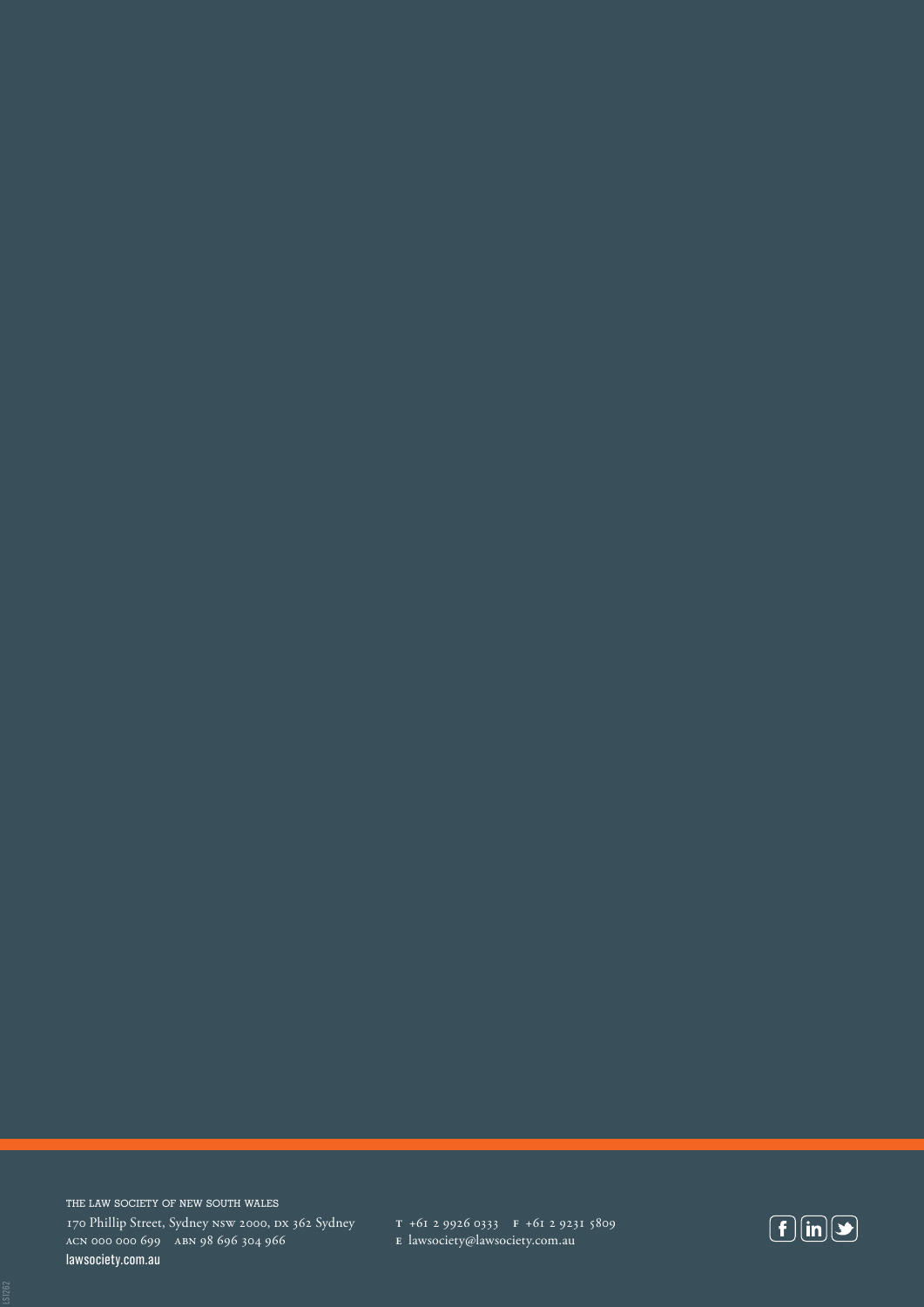THE LAW SOCIETY OF NEW SOUTH WALES

170 Phillip Street, Sydney NSW 2000, DX 362 Sydney
ACN 000 000 699 ABN 98 696 304 966
lawsociety.com.au

T +61 2 9926 0333 F +61 2 9231 5809
E lawsociety@lawsociety.com.au

LS1262